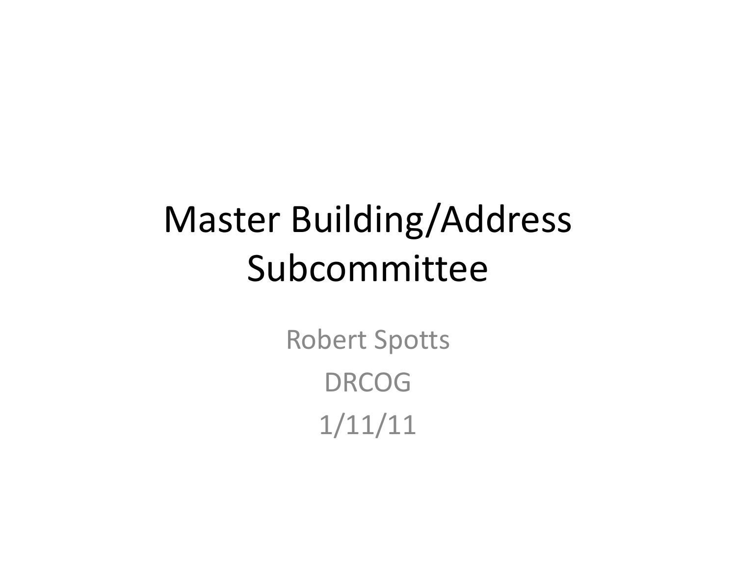# Master Building/Address Subcommittee

Robert Spotts

DRCOG

1/11/11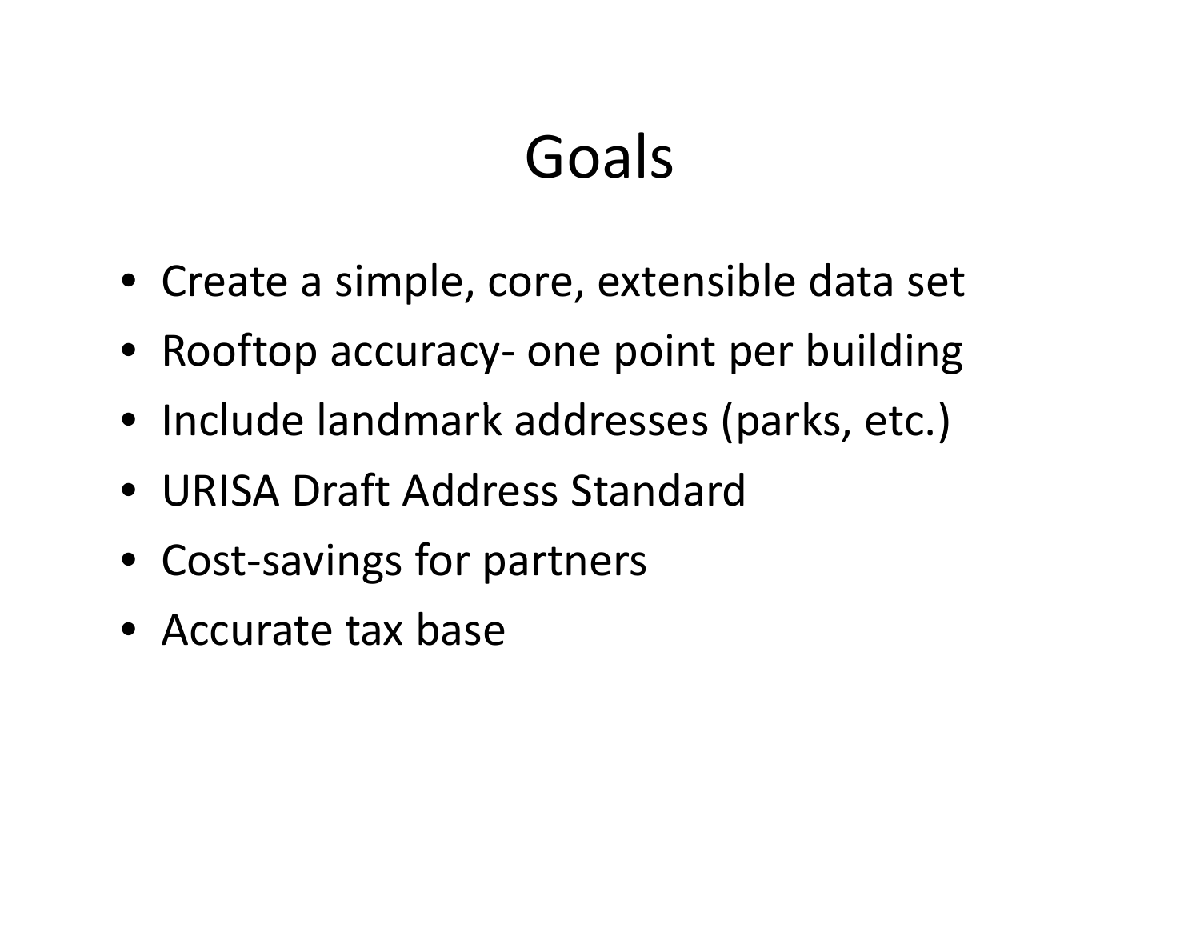# Goals

- Create a simple, core, extensible data set
- Rooftop accuracy- one point per building
- Include landmark addresses (parks, etc.)
- URISA Draft Address Standard
- Cost-savings for partners
- Accurate tax base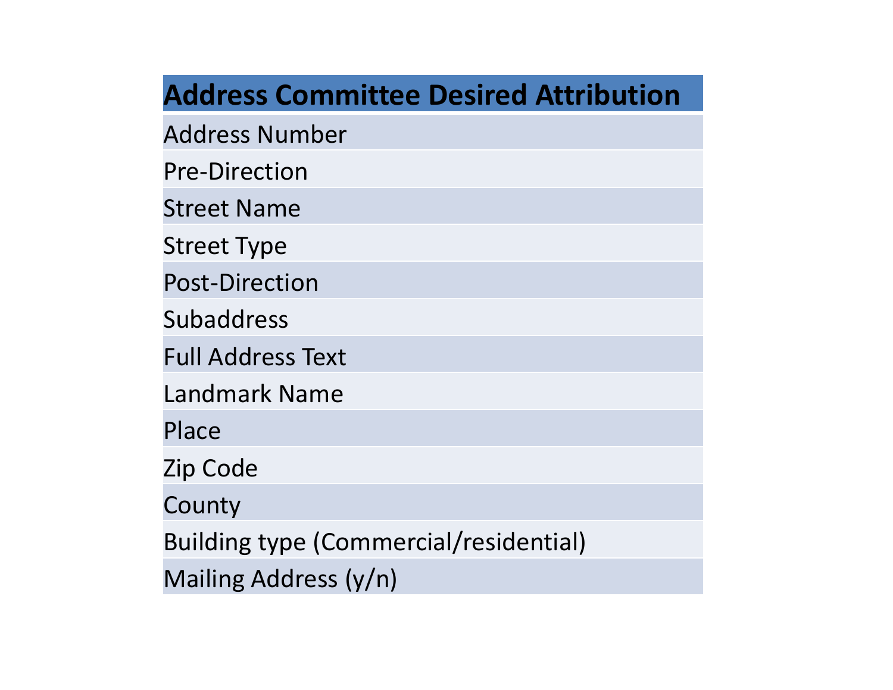| Address Committee Desired Attribution |
| --- |
| Address Number |
| Pre-Direction |
| Street Name |
| Street Type |
| Post-Direction |
| Subaddress |
| Full Address Text |
| Landmark Name |
| Place |
| Zip Code |
| County |
| Building type (Commercial/residential) |
| Mailing Address (y/n) |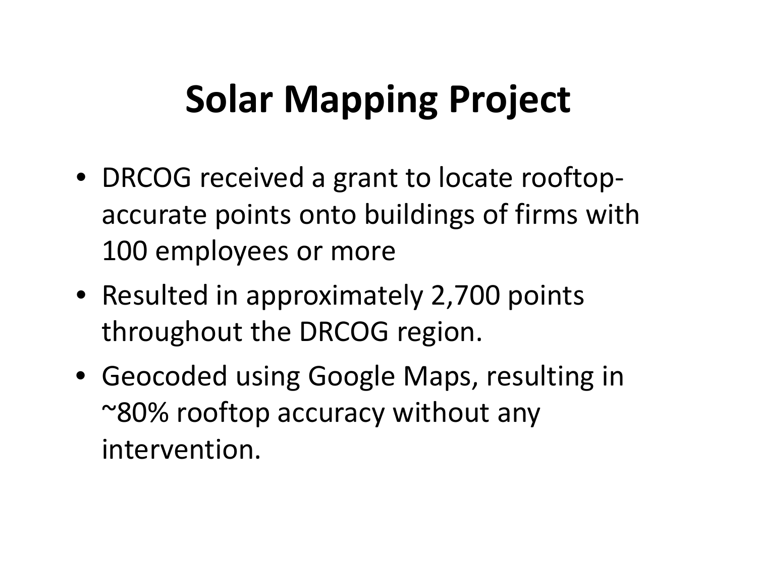# Solar Mapping Project

- DRCOG received a grant to locate rooftop-accurate points onto buildings of firms with 100 employees or more
- Resulted in approximately 2,700 points throughout the DRCOG region.
- Geocoded using Google Maps, resulting in ~80% rooftop accuracy without any intervention.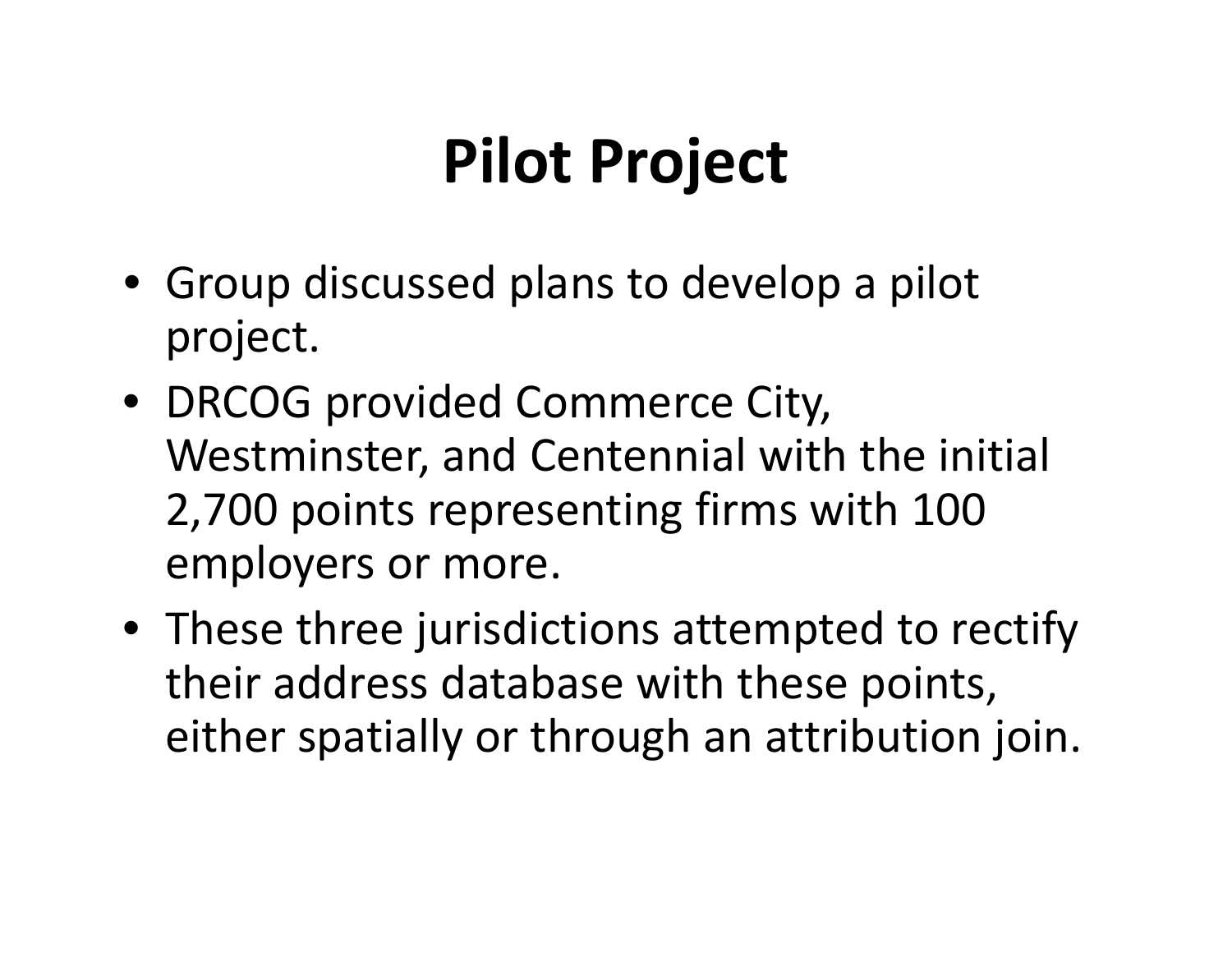# Pilot Project

- Group discussed plans to develop a pilot project.
- DRCOG provided Commerce City, Westminster, and Centennial with the initial 2,700 points representing firms with 100 employers or more.
- These three jurisdictions attempted to rectify their address database with these points, either spatially or through an attribution join.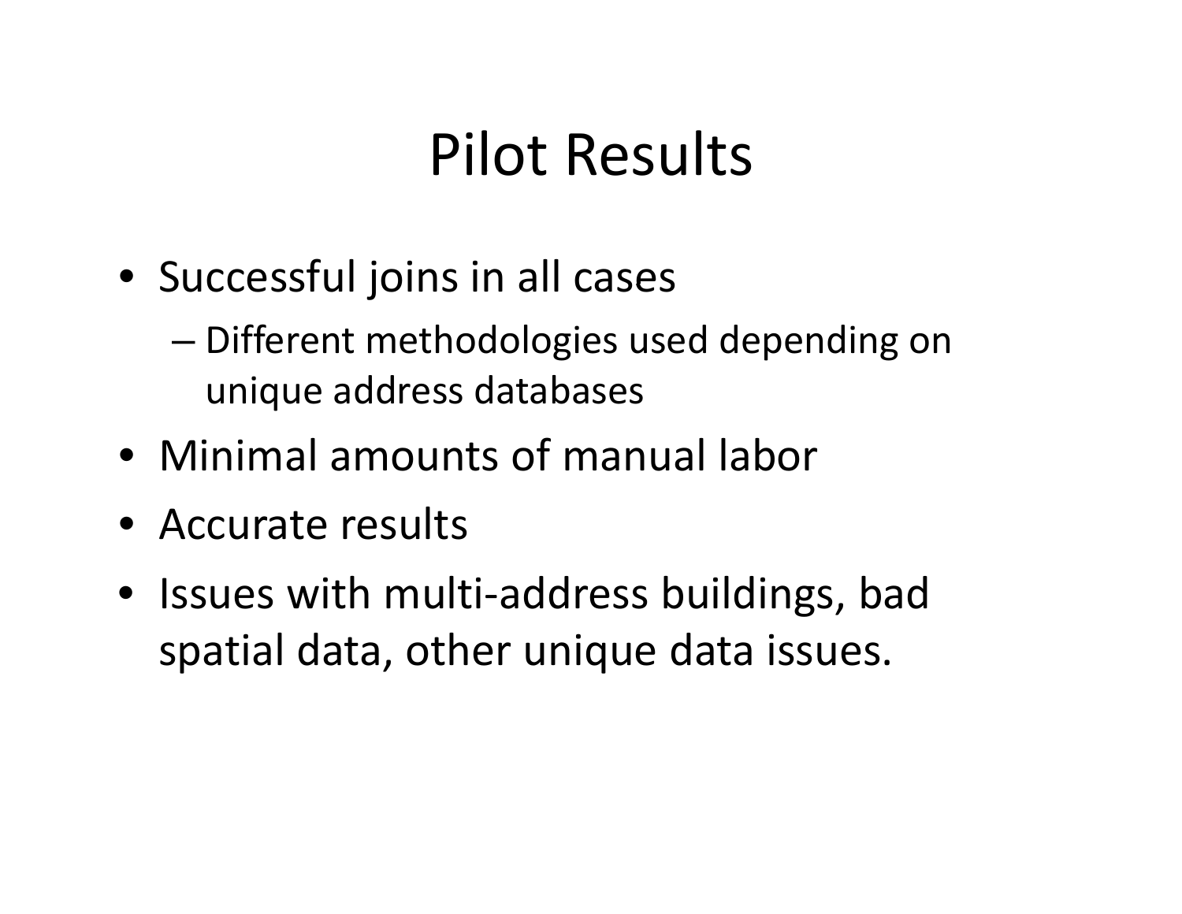# Pilot Results

- Successful joins in all cases
  - Different methodologies used depending on unique address databases
- Minimal amounts of manual labor
- Accurate results
- Issues with multi-address buildings, bad spatial data, other unique data issues.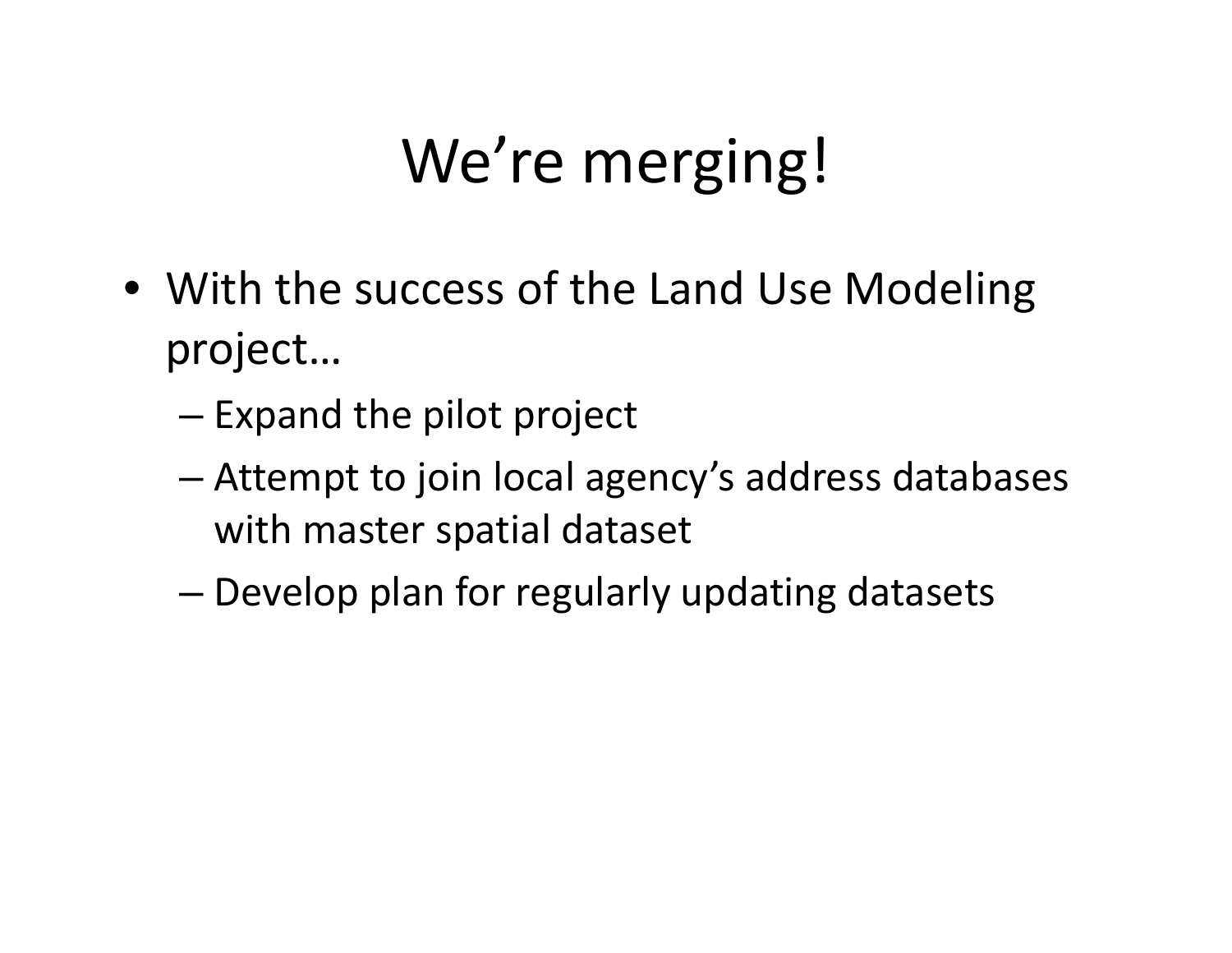# We're merging!

- With the success of the Land Use Modeling project…
  - Expand the pilot project
  - Attempt to join local agency's address databases with master spatial dataset
  - Develop plan for regularly updating datasets